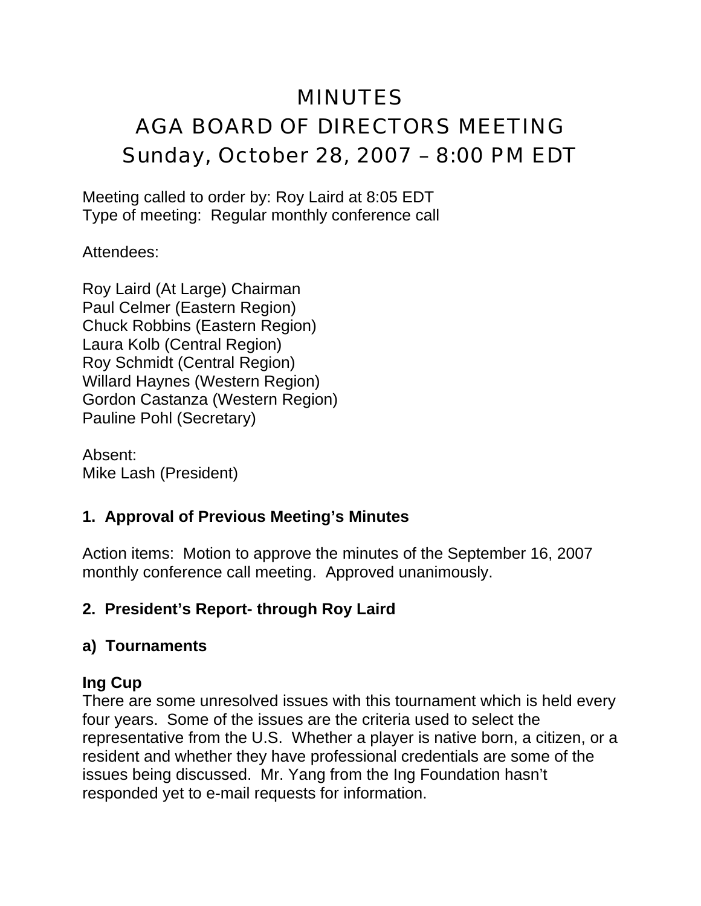# MINUTES
# AGA BOARD OF DIRECTORS MEETING
# Sunday, October 28, 2007 – 8:00 PM EDT

Meeting called to order by: Roy Laird at 8:05 EDT
Type of meeting: Regular monthly conference call

Attendees:

Roy Laird (At Large) Chairman
Paul Celmer (Eastern Region)
Chuck Robbins (Eastern Region)
Laura Kolb (Central Region)
Roy Schmidt (Central Region)
Willard Haynes (Western Region)
Gordon Castanza (Western Region)
Pauline Pohl (Secretary)

Absent:
Mike Lash (President)

## 1. Approval of Previous Meeting's Minutes

Action items: Motion to approve the minutes of the September 16, 2007 monthly conference call meeting. Approved unanimously.

## 2. President's Report- through Roy Laird

### a) Tournaments

**Ing Cup**

There are some unresolved issues with this tournament which is held every four years. Some of the issues are the criteria used to select the representative from the U.S. Whether a player is native born, a citizen, or a resident and whether they have professional credentials are some of the issues being discussed. Mr. Yang from the Ing Foundation hasn't responded yet to e-mail requests for information.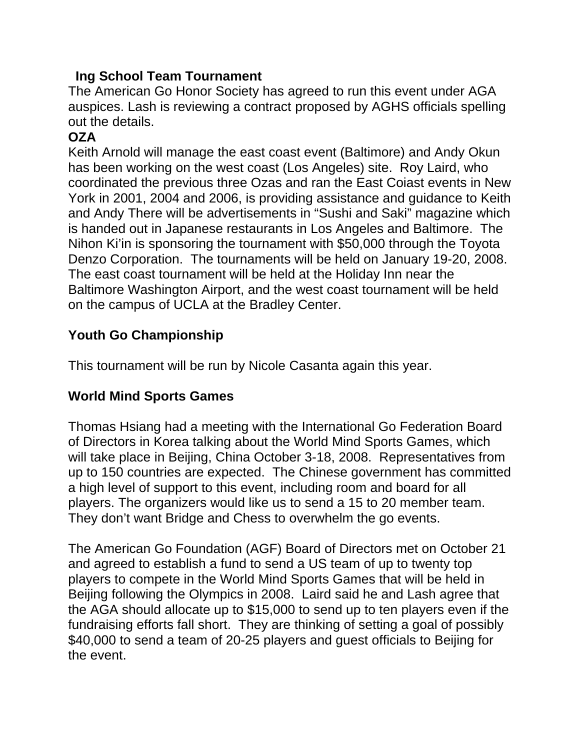**Ing School Team Tournament**

The American Go Honor Society has agreed to run this event under AGA auspices. Lash is reviewing a contract proposed by AGHS officials spelling out the details.

**OZA**

Keith Arnold will manage the east coast event (Baltimore) and Andy Okun has been working on the west coast (Los Angeles) site. Roy Laird, who coordinated the previous three Ozas and ran the East Coiast events in New York in 2001, 2004 and 2006, is providing assistance and guidance to Keith and Andy There will be advertisements in "Sushi and Saki" magazine which is handed out in Japanese restaurants in Los Angeles and Baltimore. The Nihon Ki'in is sponsoring the tournament with $50,000 through the Toyota Denzo Corporation. The tournaments will be held on January 19-20, 2008. The east coast tournament will be held at the Holiday Inn near the Baltimore Washington Airport, and the west coast tournament will be held on the campus of UCLA at the Bradley Center.

**Youth Go Championship**

This tournament will be run by Nicole Casanta again this year.

**World Mind Sports Games**

Thomas Hsiang had a meeting with the International Go Federation Board of Directors in Korea talking about the World Mind Sports Games, which will take place in Beijing, China October 3-18, 2008. Representatives from up to 150 countries are expected. The Chinese government has committed a high level of support to this event, including room and board for all players. The organizers would like us to send a 15 to 20 member team. They don't want Bridge and Chess to overwhelm the go events.

The American Go Foundation (AGF) Board of Directors met on October 21 and agreed to establish a fund to send a US team of up to twenty top players to compete in the World Mind Sports Games that will be held in Beijing following the Olympics in 2008. Laird said he and Lash agree that the AGA should allocate up to $15,000 to send up to ten players even if the fundraising efforts fall short. They are thinking of setting a goal of possibly $40,000 to send a team of 20-25 players and guest officials to Beijing for the event.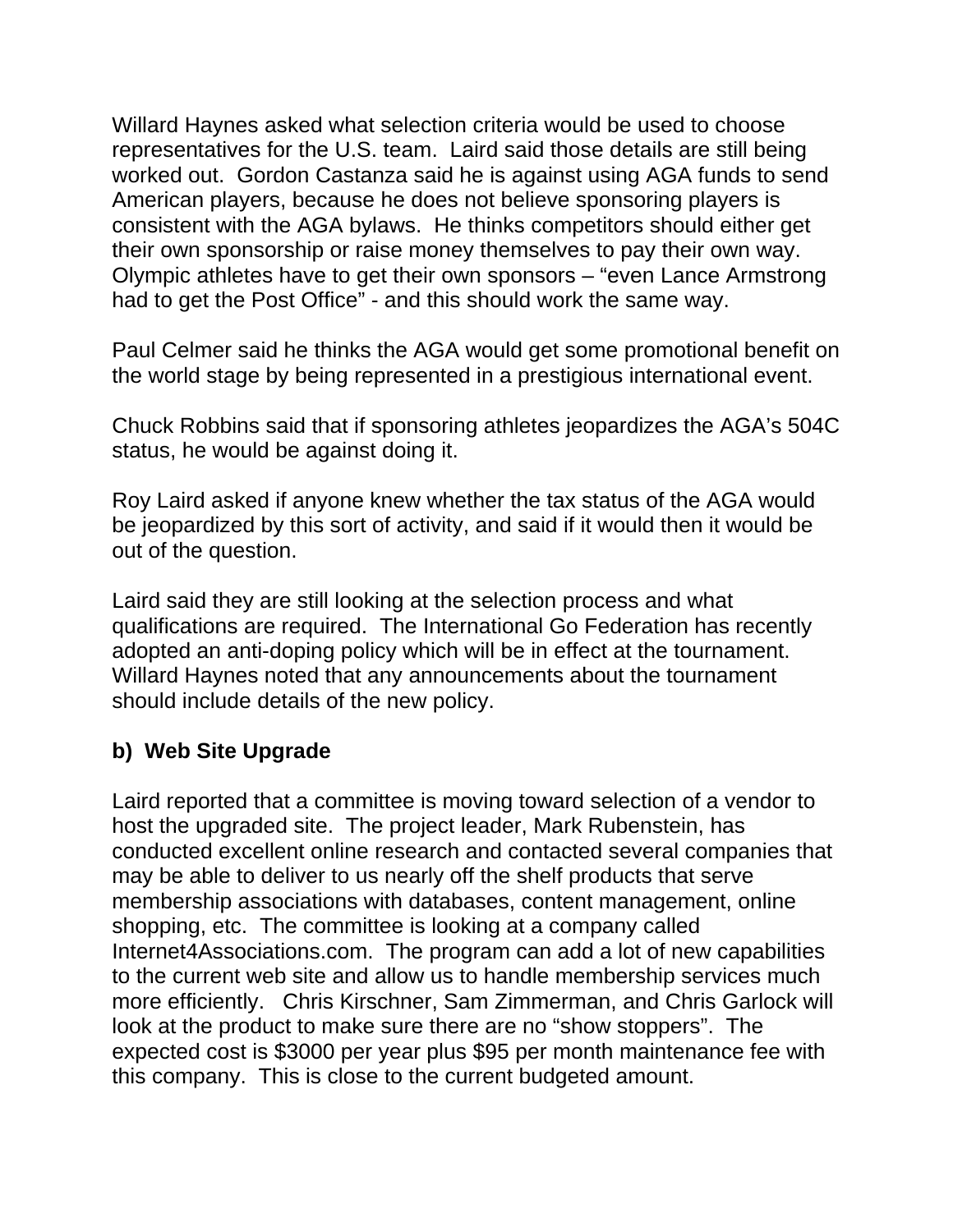Willard Haynes asked what selection criteria would be used to choose representatives for the U.S. team. Laird said those details are still being worked out. Gordon Castanza said he is against using AGA funds to send American players, because he does not believe sponsoring players is consistent with the AGA bylaws. He thinks competitors should either get their own sponsorship or raise money themselves to pay their own way. Olympic athletes have to get their own sponsors – "even Lance Armstrong had to get the Post Office" - and this should work the same way.

Paul Celmer said he thinks the AGA would get some promotional benefit on the world stage by being represented in a prestigious international event.

Chuck Robbins said that if sponsoring athletes jeopardizes the AGA's 504C status, he would be against doing it.

Roy Laird asked if anyone knew whether the tax status of the AGA would be jeopardized by this sort of activity, and said if it would then it would be out of the question.

Laird said they are still looking at the selection process and what qualifications are required. The International Go Federation has recently adopted an anti-doping policy which will be in effect at the tournament. Willard Haynes noted that any announcements about the tournament should include details of the new policy.

**b) Web Site Upgrade**

Laird reported that a committee is moving toward selection of a vendor to host the upgraded site. The project leader, Mark Rubenstein, has conducted excellent online research and contacted several companies that may be able to deliver to us nearly off the shelf products that serve membership associations with databases, content management, online shopping, etc. The committee is looking at a company called Internet4Associations.com. The program can add a lot of new capabilities to the current web site and allow us to handle membership services much more efficiently. Chris Kirschner, Sam Zimmerman, and Chris Garlock will look at the product to make sure there are no "show stoppers". The expected cost is $3000 per year plus $95 per month maintenance fee with this company. This is close to the current budgeted amount.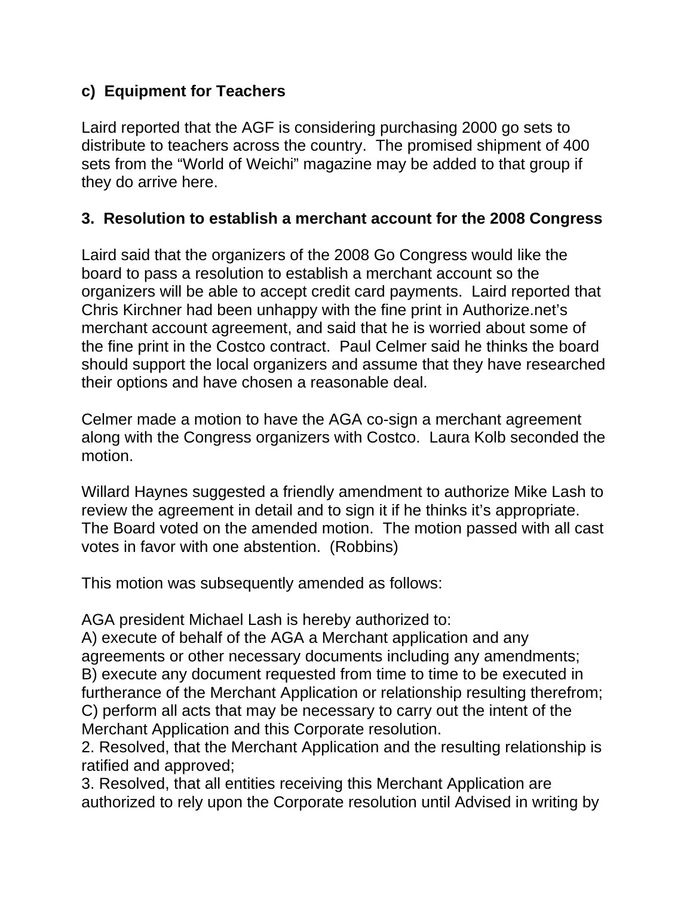### c) Equipment for Teachers

Laird reported that the AGF is considering purchasing 2000 go sets to distribute to teachers across the country. The promised shipment of 400 sets from the "World of Weichi" magazine may be added to that group if they do arrive here.

### 3. Resolution to establish a merchant account for the 2008 Congress

Laird said that the organizers of the 2008 Go Congress would like the board to pass a resolution to establish a merchant account so the organizers will be able to accept credit card payments. Laird reported that Chris Kirchner had been unhappy with the fine print in Authorize.net's merchant account agreement, and said that he is worried about some of the fine print in the Costco contract. Paul Celmer said he thinks the board should support the local organizers and assume that they have researched their options and have chosen a reasonable deal.

Celmer made a motion to have the AGA co-sign a merchant agreement along with the Congress organizers with Costco. Laura Kolb seconded the motion.

Willard Haynes suggested a friendly amendment to authorize Mike Lash to review the agreement in detail and to sign it if he thinks it's appropriate. The Board voted on the amended motion. The motion passed with all cast votes in favor with one abstention. (Robbins)

This motion was subsequently amended as follows:

AGA president Michael Lash is hereby authorized to:
A) execute of behalf of the AGA a Merchant application and any agreements or other necessary documents including any amendments;
B) execute any document requested from time to time to be executed in furtherance of the Merchant Application or relationship resulting therefrom;
C) perform all acts that may be necessary to carry out the intent of the Merchant Application and this Corporate resolution.
2. Resolved, that the Merchant Application and the resulting relationship is ratified and approved;
3. Resolved, that all entities receiving this Merchant Application are authorized to rely upon the Corporate resolution until Advised in writing by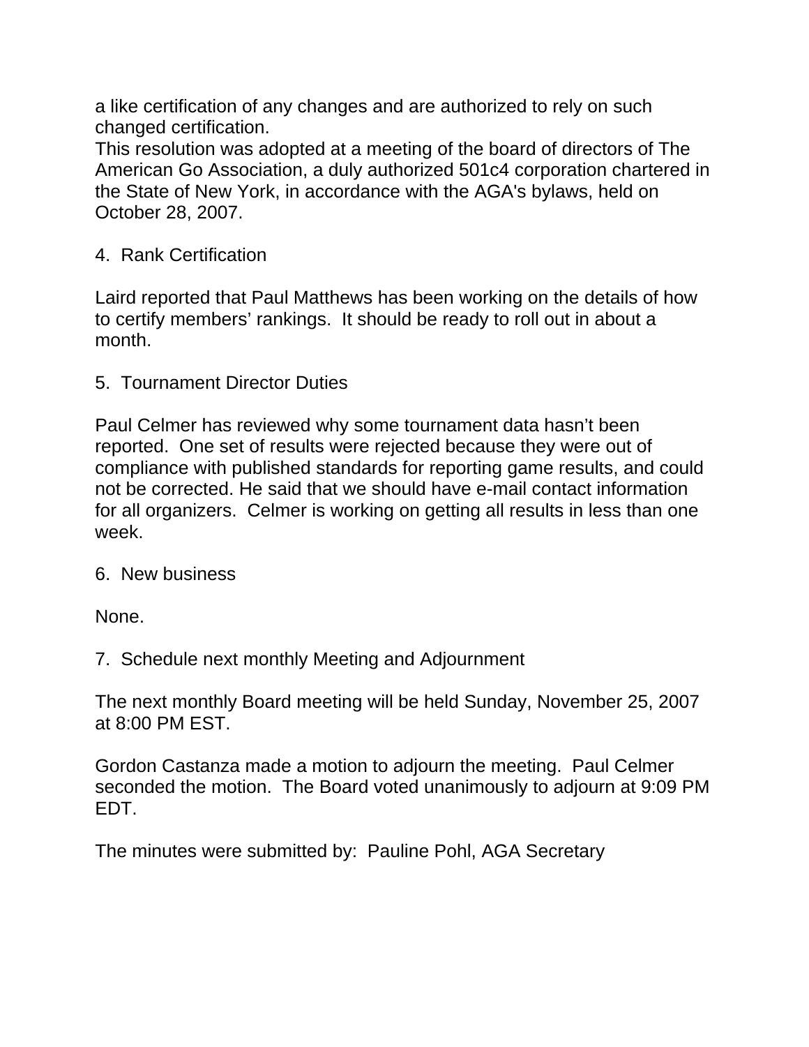a like certification of any changes and are authorized to rely on such changed certification.
This resolution was adopted at a meeting of the board of directors of The American Go Association, a duly authorized 501c4 corporation chartered in the State of New York, in accordance with the AGA's bylaws, held on October 28, 2007.

4. Rank Certification

Laird reported that Paul Matthews has been working on the details of how to certify members' rankings. It should be ready to roll out in about a month.

5. Tournament Director Duties

Paul Celmer has reviewed why some tournament data hasn't been reported. One set of results were rejected because they were out of compliance with published standards for reporting game results, and could not be corrected. He said that we should have e-mail contact information for all organizers. Celmer is working on getting all results in less than one week.

6. New business

None.

7. Schedule next monthly Meeting and Adjournment

The next monthly Board meeting will be held Sunday, November 25, 2007 at 8:00 PM EST.

Gordon Castanza made a motion to adjourn the meeting. Paul Celmer seconded the motion. The Board voted unanimously to adjourn at 9:09 PM EDT.

The minutes were submitted by: Pauline Pohl, AGA Secretary